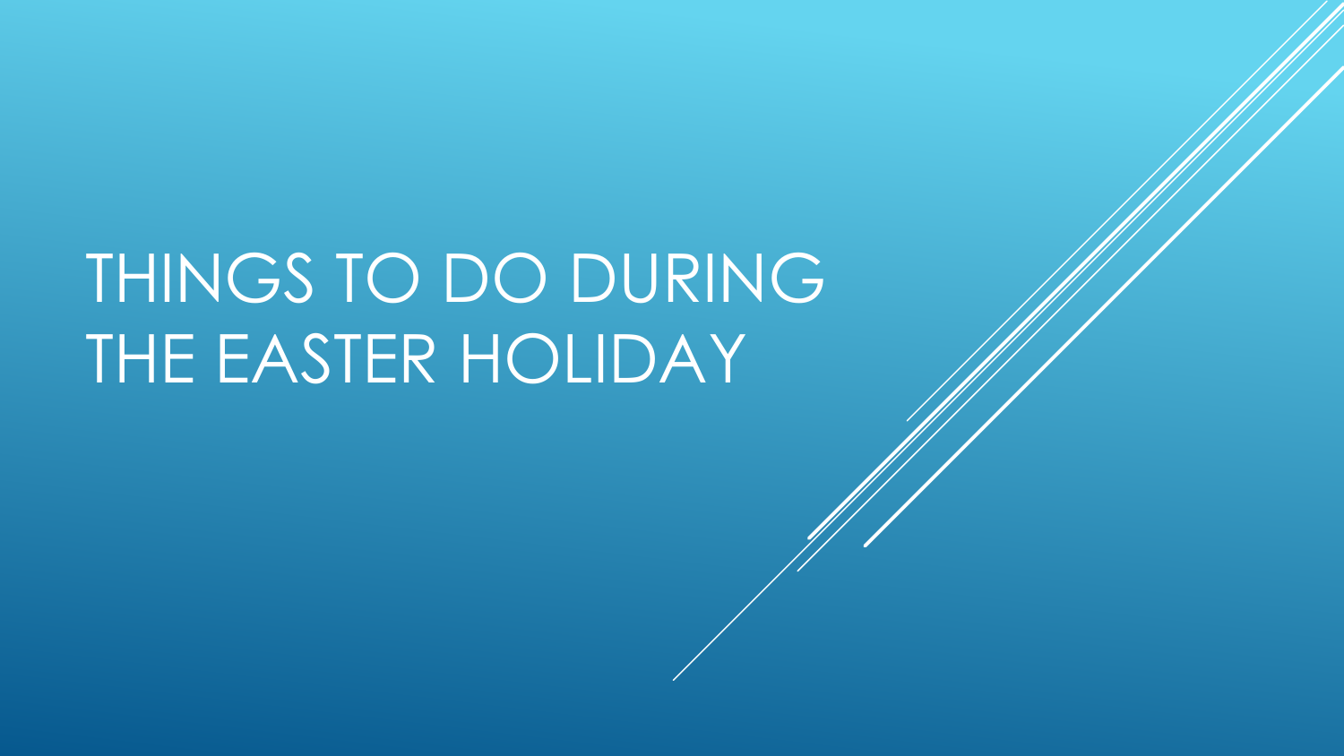# THINGS TO DO DURING THE EASTER HOLIDAY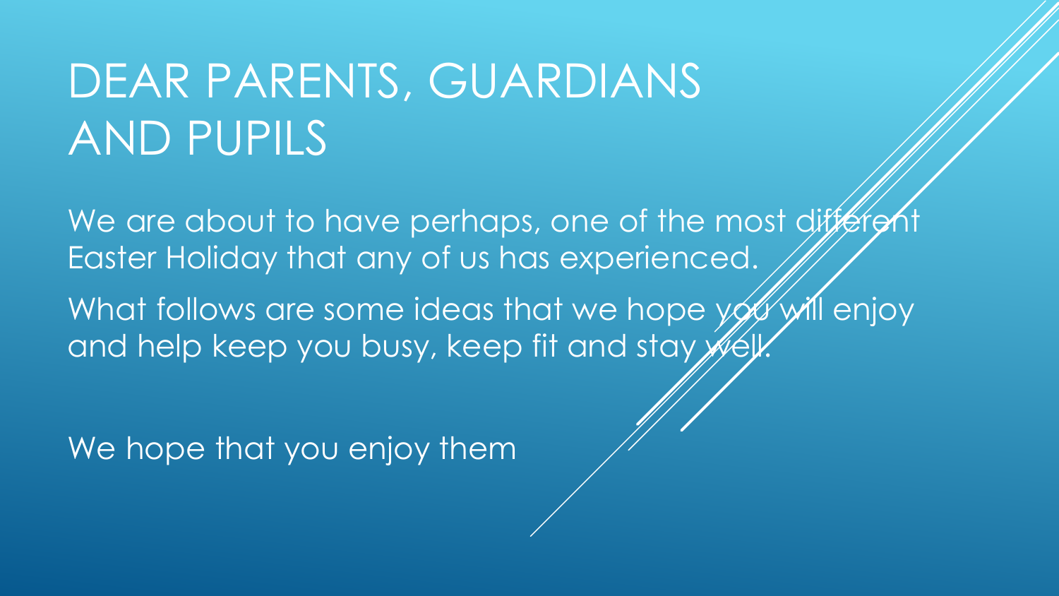# DEAR PARENTS, GUARDIANS AND PUPILS

We are about to have perhaps, one of the most different Easter Holiday that any of us has experienced.

What follows are some ideas that we hope you will enjoy and help keep you busy, keep fit and stay well.

We hope that you enjoy them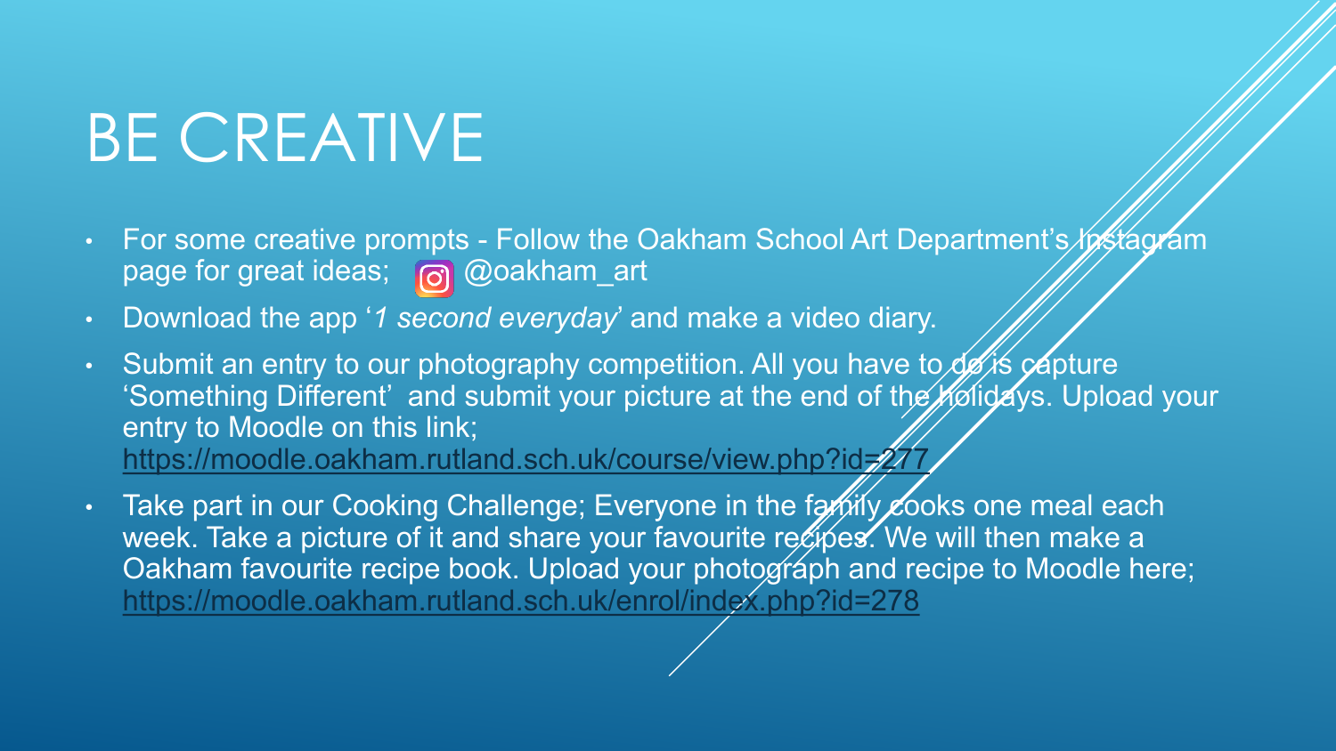# BE CREATIVE

- For some creative prompts - Follow the Oakham School Art Department's Instagram page for great ideas; @oakham_art
- Download the app '*1 second everyday*' and make a video diary.
- Submit an entry to our photography competition. All you have to do is capture 'Something Different' and submit your picture at the end of the holidays. Upload your entry to Moodle on this link; https://moodle.oakham.rutland.sch.uk/course/view.php?id=277
- Take part in our Cooking Challenge; Everyone in the family cooks one meal each week. Take a picture of it and share your favourite recipes. We will then make a Oakham favourite recipe book. Upload your photograph and recipe to Moodle here; https://moodle.oakham.rutland.sch.uk/enrol/index.php?id=278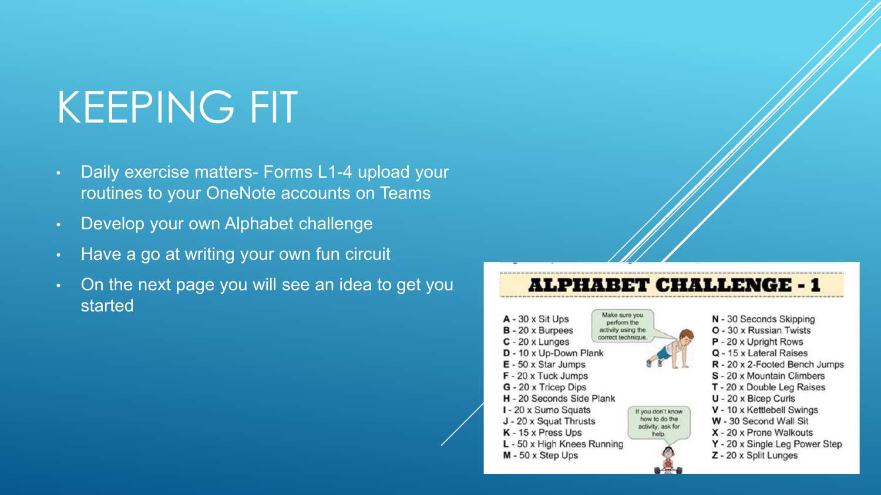# KEEPING FIT

- Daily exercise matters- Forms L1-4 upload your routines to your OneNote accounts on Teams
- Develop your own Alphabet challenge
- Have a go at writing your own fun circuit
- On the next page you will see an idea to get you started

## ALPHABET CHALLENGE - 1

Make sure you perform the activity using the correct technique.

If you don't know how to do the activity, ask for help.

**A** - 30 x Sit Ups
**B** - 20 x Burpees
**C** - 20 x Lunges
**D** - 10 x Up-Down Plank
**E** - 50 x Star Jumps
**F** - 20 x Tuck Jumps
**G** - 20 x Tricep Dips
**H** - 20 Seconds Side Plank
**I** - 20 x Sumo Squats
**J** - 20 x Squat Thrusts
**K** - 15 x Press Ups
**L** - 50 x High Knees Running
**M** - 50 x Step Ups
**N** - 30 Seconds Skipping
**O** - 30 x Russian Twists
**P** - 20 x Upright Rows
**Q** - 15 x Lateral Raises
**R** - 20 x 2-Footed Bench Jumps
**S** - 20 x Mountain Climbers
**T** - 20 x Double Leg Raises
**U** - 20 x Bicep Curls
**V** - 10 x Kettlebell Swings
**W** - 30 Second Wall Sit
**X** - 20 x Prone Walkouts
**Y** - 20 x Single Leg Power Step
**Z** - 20 x Split Lunges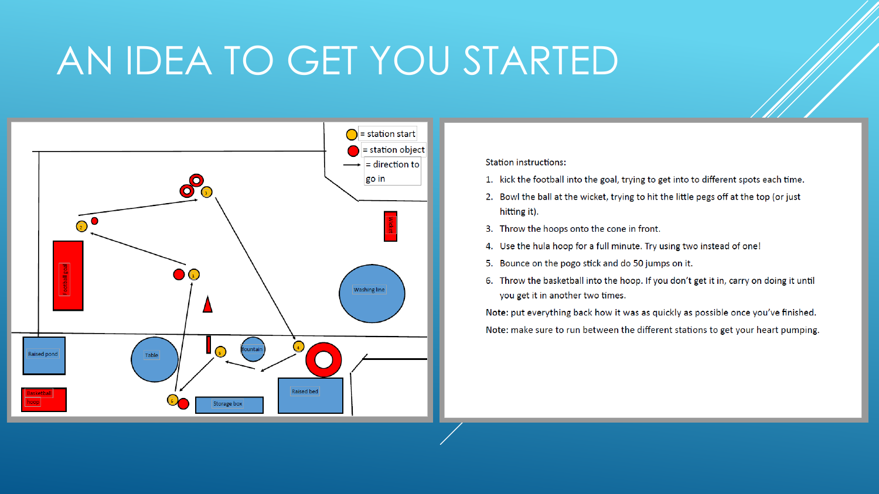# AN IDEA TO GET YOU STARTED

Station instructions:

1. kick the football into the goal, trying to get into to different spots each time.
2. Bowl the ball at the wicket, trying to hit the little pegs off at the top (or just hitting it).
3. Throw the hoops onto the cone in front.
4. Use the hula hoop for a full minute. Try using two instead of one!
5. Bounce on the pogo stick and do 50 jumps on it.
6. Throw the basketball into the hoop. If you don't get it in, carry on doing it until you get it in another two times.

Note: put everything back how it was as quickly as possible once you've finished.

Note: make sure to run between the different stations to get your heart pumping.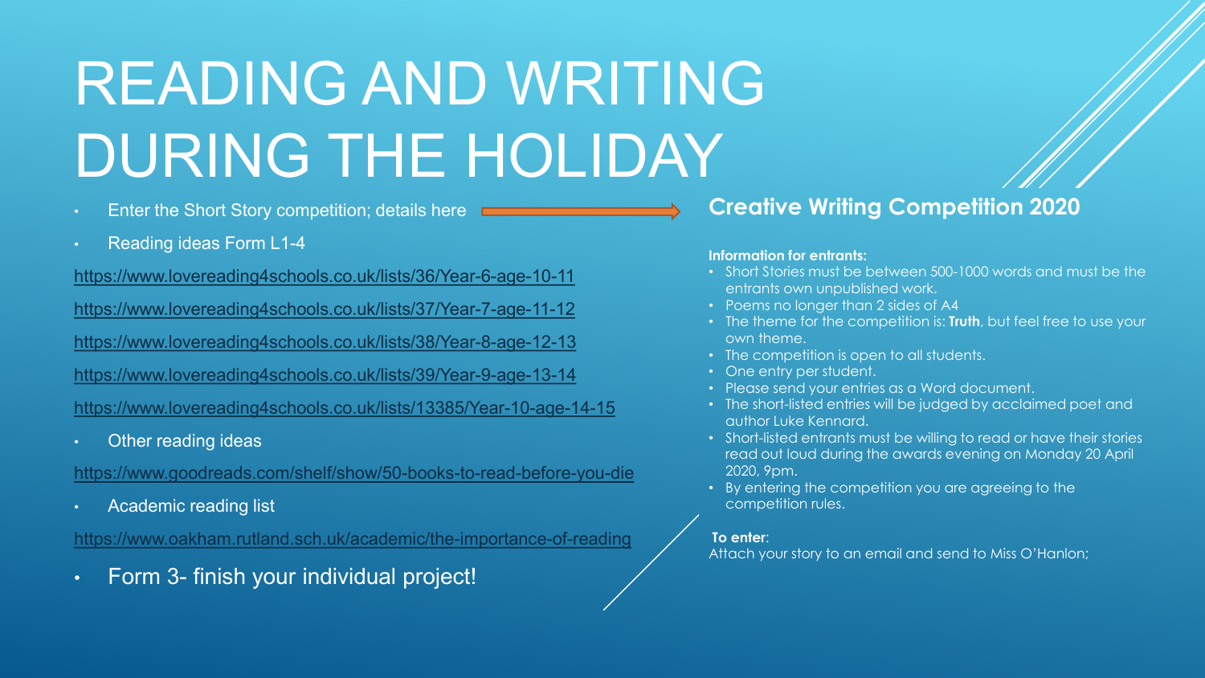# READING AND WRITING DURING THE HOLIDAY

- Enter the Short Story competition; details here
- Reading ideas Form L1-4

https://www.lovereading4schools.co.uk/lists/36/Year-6-age-10-11

https://www.lovereading4schools.co.uk/lists/37/Year-7-age-11-12

https://www.lovereading4schools.co.uk/lists/38/Year-8-age-12-13

https://www.lovereading4schools.co.uk/lists/39/Year-9-age-13-14

https://www.lovereading4schools.co.uk/lists/13385/Year-10-age-14-15

- Other reading ideas

https://www.goodreads.com/shelf/show/50-books-to-read-before-you-die

- Academic reading list

https://www.oakham.rutland.sch.uk/academic/the-importance-of-reading

- Form 3- finish your individual project!

## Creative Writing Competition 2020

**Information for entrants:**

- Short Stories must be between 500-1000 words and must be the entrants own unpublished work.
- Poems no longer than 2 sides of A4
- The theme for the competition is: **Truth**, but feel free to use your own theme.
- The competition is open to all students.
- One entry per student.
- Please send your entries as a Word document.
- The short-listed entries will be judged by acclaimed poet and author Luke Kennard.
- Short-listed entrants must be willing to read or have their stories read out loud during the awards evening on Monday 20 April 2020, 9pm.
- By entering the competition you are agreeing to the competition rules.

**To enter**:
Attach your story to an email and send to Miss O'Hanlon;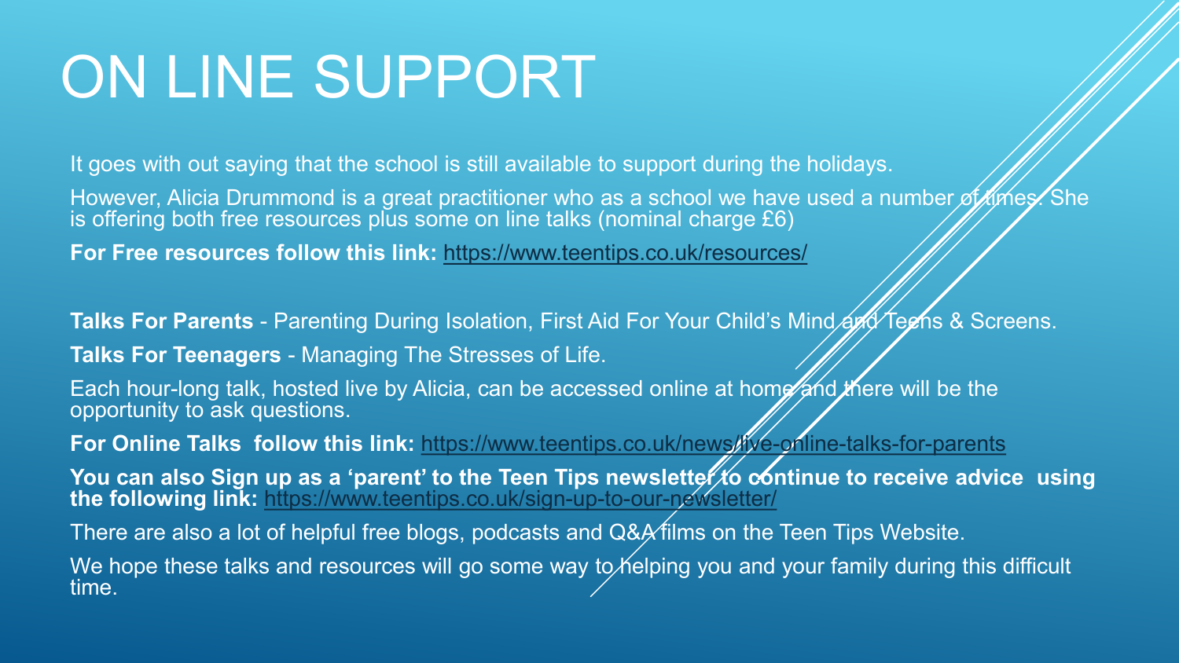# ON LINE SUPPORT

It goes with out saying that the school is still available to support during the holidays.

However, Alicia Drummond is a great practitioner who as a school we have used a number of times. She is offering both free resources plus some on line talks (nominal charge £6)

**For Free resources follow this link:** https://www.teentips.co.uk/resources/

**Talks For Parents** - Parenting During Isolation, First Aid For Your Child's Mind and Teens & Screens.

**Talks For Teenagers** - Managing The Stresses of Life.

Each hour-long talk, hosted live by Alicia, can be accessed online at home and there will be the opportunity to ask questions.

**For Online Talks follow this link:** https://www.teentips.co.uk/news/live-online-talks-for-parents

**You can also Sign up as a 'parent' to the Teen Tips newsletter to continue to receive advice using the following link:** https://www.teentips.co.uk/sign-up-to-our-newsletter/

There are also a lot of helpful free blogs, podcasts and Q&A films on the Teen Tips Website.

We hope these talks and resources will go some way to helping you and your family during this difficult time.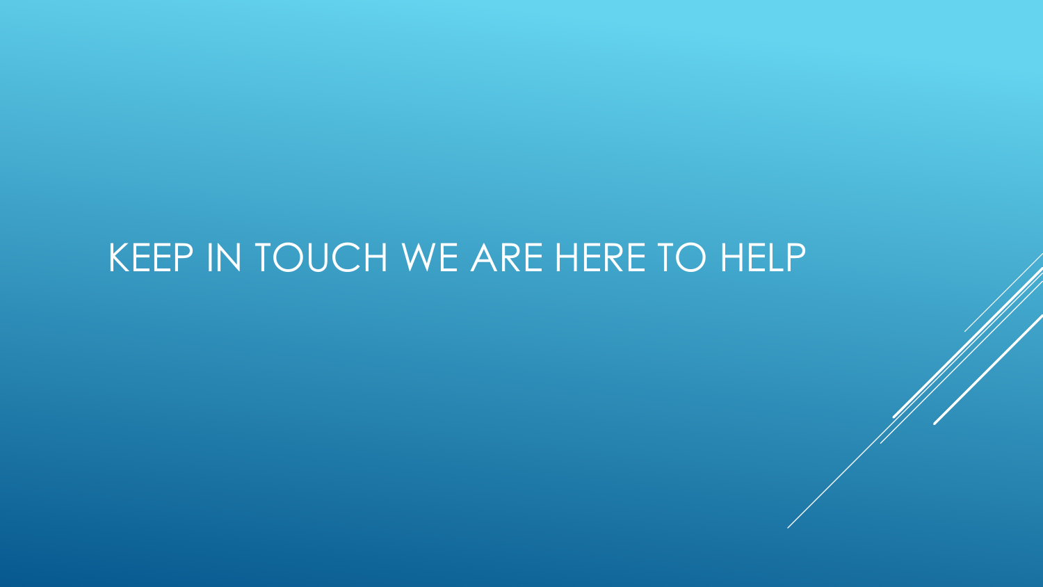# KEEP IN TOUCH WE ARE HERE TO HELP